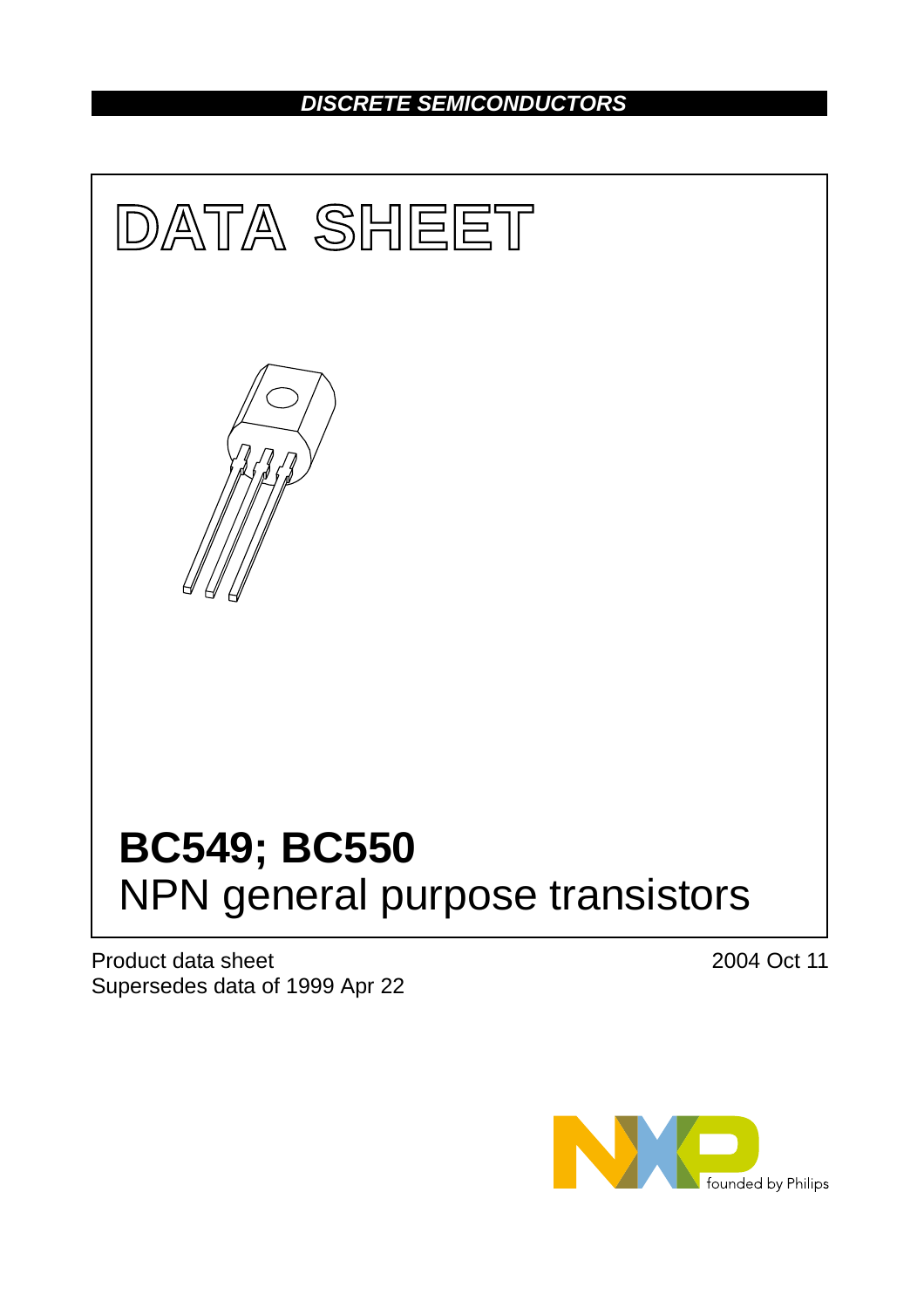DISCRETE SEMICONDUCTORS

# DATA SHEET

# BC549; BC550

## NPN general purpose transistors

Product data sheet
Supersedes data of 1999 Apr 22

2004 Oct 11

founded by Philips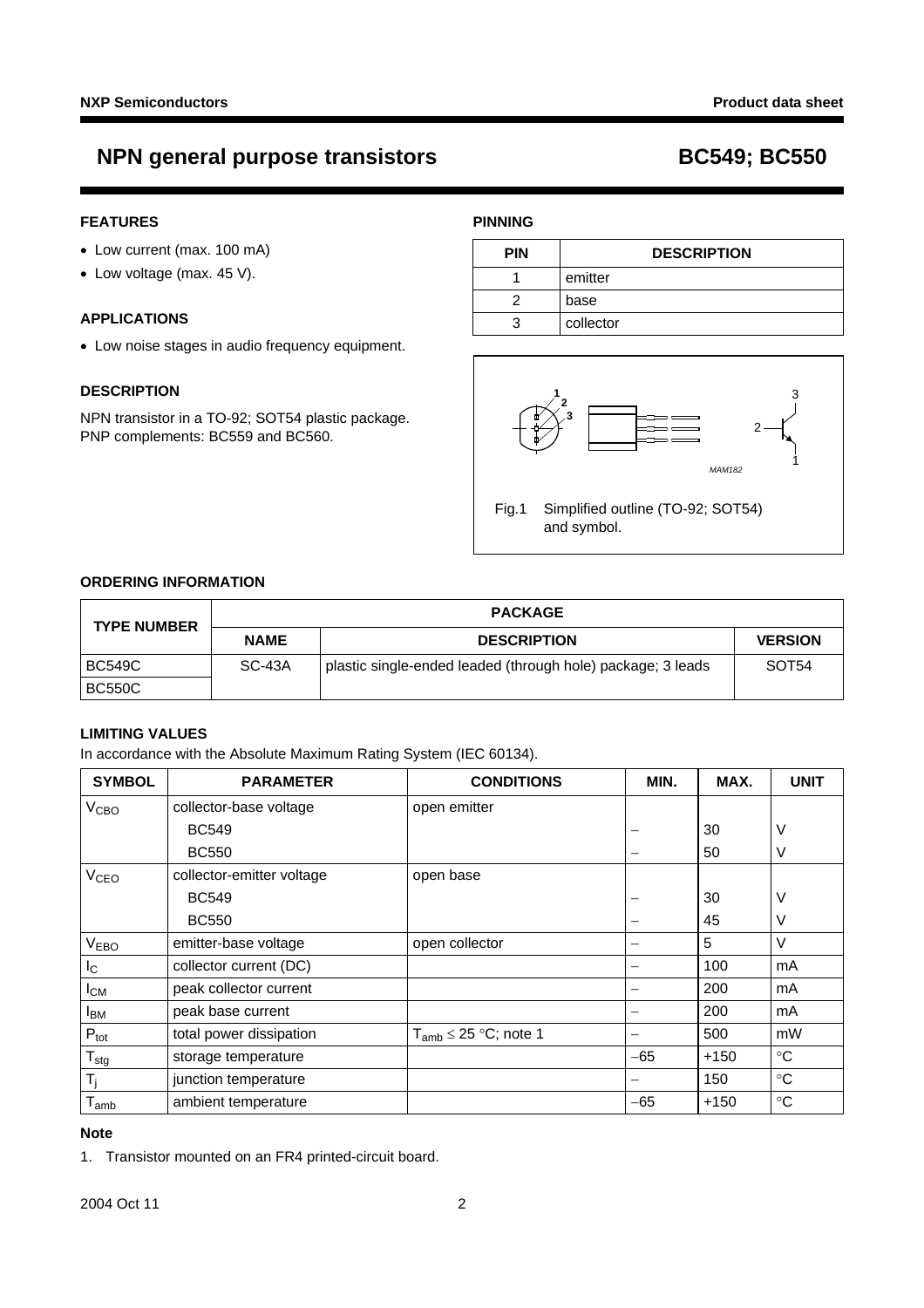# NPN general purpose transistors — BC549; BC550

## FEATURES

- Low current (max. 100 mA)
- Low voltage (max. 45 V).

## APPLICATIONS

- Low noise stages in audio frequency equipment.

## DESCRIPTION

NPN transistor in a TO-92; SOT54 plastic package.
PNP complements: BC559 and BC560.

## PINNING

| PIN | DESCRIPTION |
|---|---|
| 1 | emitter |
| 2 | base |
| 3 | collector |

Fig.1 Simplified outline (TO-92; SOT54) and symbol.

## ORDERING INFORMATION

| TYPE NUMBER | PACKAGE | | |
|---|---|---|---|
| | NAME | DESCRIPTION | VERSION |
| BC549C | SC-43A | plastic single-ended leaded (through hole) package; 3 leads | SOT54 |
| BC550C | | | |

## LIMITING VALUES

In accordance with the Absolute Maximum Rating System (IEC 60134).

| SYMBOL | PARAMETER | CONDITIONS | MIN. | MAX. | UNIT |
|---|---|---|---|---|---|
| $V_{CBO}$ | collector-base voltage | open emitter | | | |
| | BC549 | | − | 30 | V |
| | BC550 | | − | 50 | V |
| $V_{CEO}$ | collector-emitter voltage | open base | | | |
| | BC549 | | − | 30 | V |
| | BC550 | | − | 45 | V |
| $V_{EBO}$ | emitter-base voltage | open collector | − | 5 | V |
| $I_C$ | collector current (DC) | | − | 100 | mA |
| $I_{CM}$ | peak collector current | | − | 200 | mA |
| $I_{BM}$ | peak base current | | − | 200 | mA |
| $P_{tot}$ | total power dissipation | $T_{amb} \leq 25$ °C; note 1 | − | 500 | mW |
| $T_{stg}$ | storage temperature | | −65 | +150 | °C |
| $T_j$ | junction temperature | | − | 150 | °C |
| $T_{amb}$ | ambient temperature | | −65 | +150 | °C |

**Note**

1. Transistor mounted on an FR4 printed-circuit board.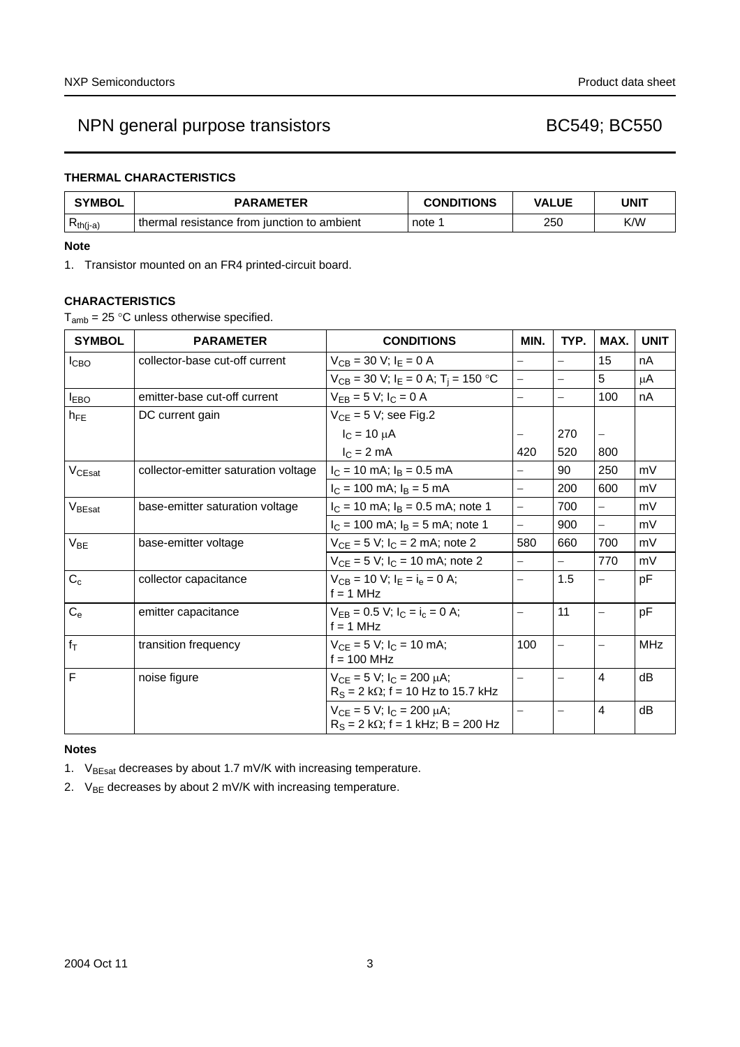## THERMAL CHARACTERISTICS

| SYMBOL | PARAMETER | CONDITIONS | VALUE | UNIT |
|---|---|---|---|---|
| $R_{th(j-a)}$ | thermal resistance from junction to ambient | note 1 | 250 | K/W |

**Note**

1. Transistor mounted on an FR4 printed-circuit board.

## CHARACTERISTICS

$T_{amb}$ = 25 °C unless otherwise specified.

| SYMBOL | PARAMETER | CONDITIONS | MIN. | TYP. | MAX. | UNIT |
|---|---|---|---|---|---|---|
| $I_{CBO}$ | collector-base cut-off current | $V_{CB}$ = 30 V; $I_E$ = 0 A | – | – | 15 | nA |
| | | $V_{CB}$ = 30 V; $I_E$ = 0 A; $T_j$ = 150 °C | – | – | 5 | μA |
| $I_{EBO}$ | emitter-base cut-off current | $V_{EB}$ = 5 V; $I_C$ = 0 A | – | – | 100 | nA |
| $h_{FE}$ | DC current gain | $V_{CE}$ = 5 V; see Fig.2 | | | | |
| | | $I_C$ = 10 μA | – | 270 | – | |
| | | $I_C$ = 2 mA | 420 | 520 | 800 | |
| $V_{CEsat}$ | collector-emitter saturation voltage | $I_C$ = 10 mA; $I_B$ = 0.5 mA | – | 90 | 250 | mV |
| | | $I_C$ = 100 mA; $I_B$ = 5 mA | – | 200 | 600 | mV |
| $V_{BEsat}$ | base-emitter saturation voltage | $I_C$ = 10 mA; $I_B$ = 0.5 mA; note 1 | – | 700 | – | mV |
| | | $I_C$ = 100 mA; $I_B$ = 5 mA; note 1 | – | 900 | – | mV |
| $V_{BE}$ | base-emitter voltage | $V_{CE}$ = 5 V; $I_C$ = 2 mA; note 2 | 580 | 660 | 700 | mV |
| | | $V_{CE}$ = 5 V; $I_C$ = 10 mA; note 2 | – | – | 770 | mV |
| $C_c$ | collector capacitance | $V_{CB}$ = 10 V; $I_E$ = $i_e$ = 0 A; f = 1 MHz | – | 1.5 | – | pF |
| $C_e$ | emitter capacitance | $V_{EB}$ = 0.5 V; $I_C$ = $i_c$ = 0 A; f = 1 MHz | – | 11 | – | pF |
| $f_T$ | transition frequency | $V_{CE}$ = 5 V; $I_C$ = 10 mA; f = 100 MHz | 100 | – | – | MHz |
| F | noise figure | $V_{CE}$ = 5 V; $I_C$ = 200 μA; $R_S$ = 2 kΩ; f = 10 Hz to 15.7 kHz | – | – | 4 | dB |
| | | $V_{CE}$ = 5 V; $I_C$ = 200 μA; $R_S$ = 2 kΩ; f = 1 kHz; B = 200 Hz | – | – | 4 | dB |

**Notes**

1. $V_{BEsat}$ decreases by about 1.7 mV/K with increasing temperature.
2. $V_{BE}$ decreases by about 2 mV/K with increasing temperature.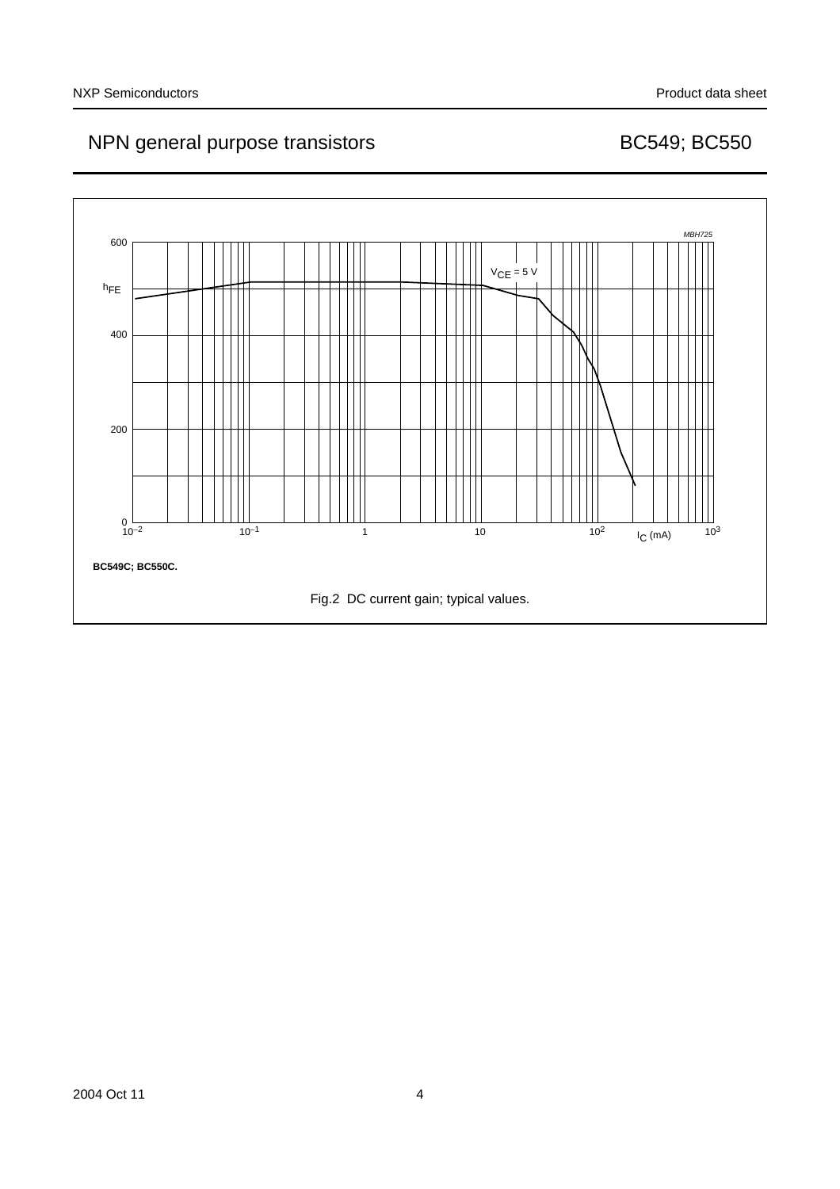BC549C; BC550C.

Fig.2 DC current gain; typical values.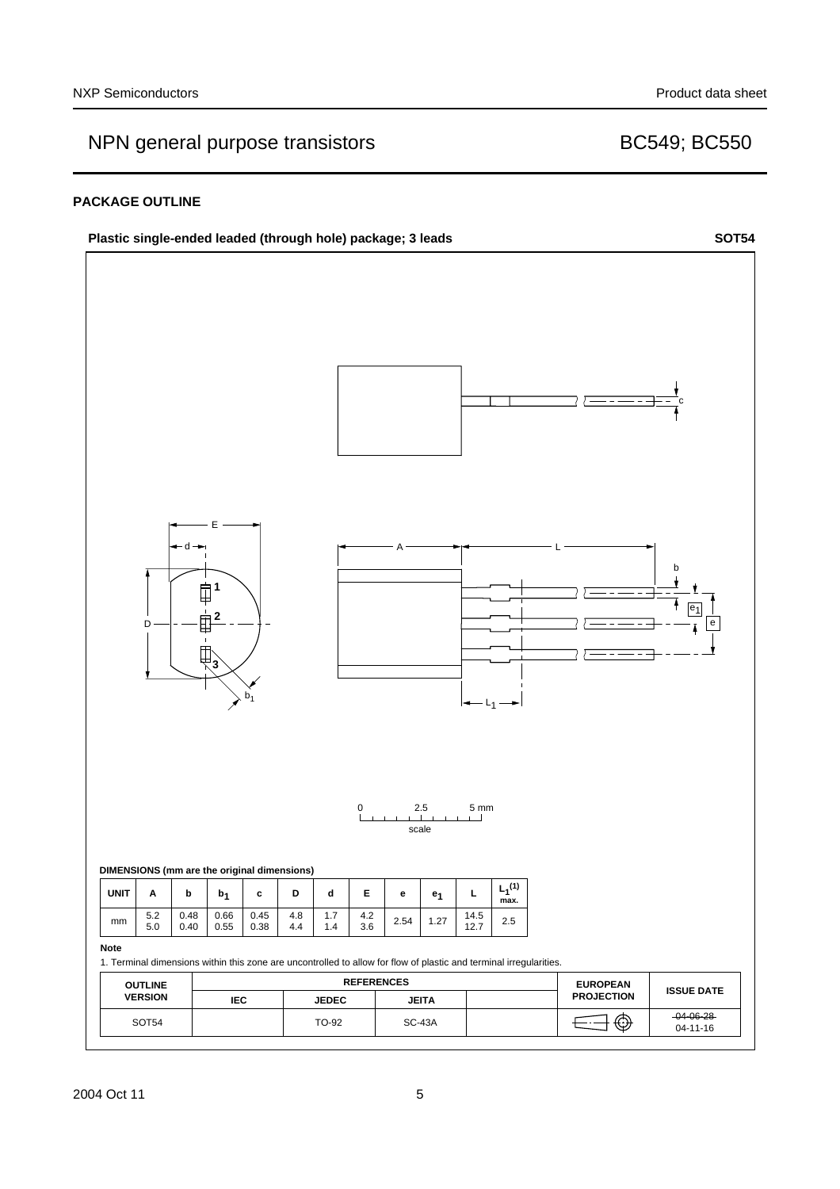## PACKAGE OUTLINE

**Plastic single-ended leaded (through hole) package; 3 leads** **SOT54**

**DIMENSIONS (mm are the original dimensions)**

| UNIT | A | b | $b_1$ | c | D | d | E | e | $e_1$ | L | $L_1^{(1)}$ max. |
|---|---|---|---|---|---|---|---|---|---|---|---|
| mm | 5.2<br>5.0 | 0.48<br>0.40 | 0.66<br>0.55 | 0.45<br>0.38 | 4.8<br>4.4 | 1.7<br>1.4 | 4.2<br>3.6 | 2.54 | 1.27 | 14.5<br>12.7 | 2.5 |

**Note**

1. Terminal dimensions within this zone are uncontrolled to allow for flow of plastic and terminal irregularities.

| OUTLINE VERSION | REFERENCES | | | | EUROPEAN PROJECTION | ISSUE DATE |
|---|---|---|---|---|---|---|
| | IEC | JEDEC | JEITA | | | |
| SOT54 | | TO-92 | SC-43A | | | ~~04-06-28~~<br>04-11-16 |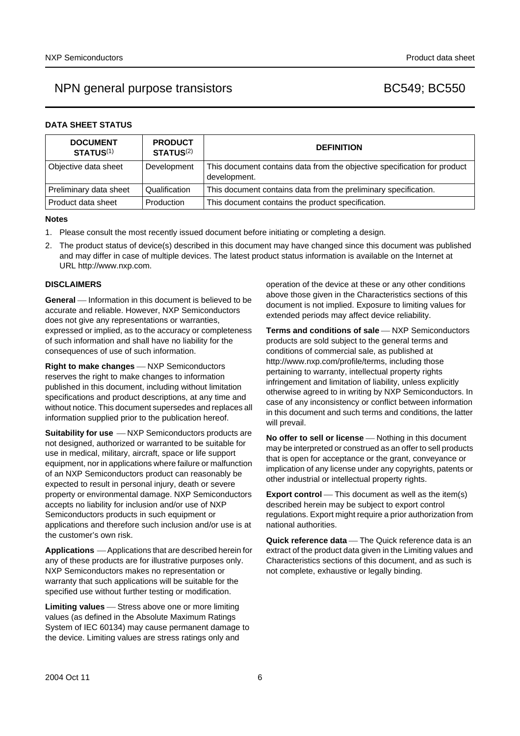## DATA SHEET STATUS

| DOCUMENT STATUS[1] | PRODUCT STATUS[2] | DEFINITION |
|---|---|---|
| Objective data sheet | Development | This document contains data from the objective specification for product development. |
| Preliminary data sheet | Qualification | This document contains data from the preliminary specification. |
| Product data sheet | Production | This document contains the product specification. |

**Notes**

1. Please consult the most recently issued document before initiating or completing a design.
2. The product status of device(s) described in this document may have changed since this document was published and may differ in case of multiple devices. The latest product status information is available on the Internet at URL http://www.nxp.com.

## DISCLAIMERS

**General** — Information in this document is believed to be accurate and reliable. However, NXP Semiconductors does not give any representations or warranties, expressed or implied, as to the accuracy or completeness of such information and shall have no liability for the consequences of use of such information.

**Right to make changes** — NXP Semiconductors reserves the right to make changes to information published in this document, including without limitation specifications and product descriptions, at any time and without notice. This document supersedes and replaces all information supplied prior to the publication hereof.

**Suitability for use** — NXP Semiconductors products are not designed, authorized or warranted to be suitable for use in medical, military, aircraft, space or life support equipment, nor in applications where failure or malfunction of an NXP Semiconductors product can reasonably be expected to result in personal injury, death or severe property or environmental damage. NXP Semiconductors accepts no liability for inclusion and/or use of NXP Semiconductors products in such equipment or applications and therefore such inclusion and/or use is at the customer's own risk.

**Applications** — Applications that are described herein for any of these products are for illustrative purposes only. NXP Semiconductors makes no representation or warranty that such applications will be suitable for the specified use without further testing or modification.

**Limiting values** — Stress above one or more limiting values (as defined in the Absolute Maximum Ratings System of IEC 60134) may cause permanent damage to the device. Limiting values are stress ratings only and operation of the device at these or any other conditions above those given in the Characteristics sections of this document is not implied. Exposure to limiting values for extended periods may affect device reliability.

**Terms and conditions of sale** — NXP Semiconductors products are sold subject to the general terms and conditions of commercial sale, as published at http://www.nxp.com/profile/terms, including those pertaining to warranty, intellectual property rights infringement and limitation of liability, unless explicitly otherwise agreed to in writing by NXP Semiconductors. In case of any inconsistency or conflict between information in this document and such terms and conditions, the latter will prevail.

**No offer to sell or license** — Nothing in this document may be interpreted or construed as an offer to sell products that is open for acceptance or the grant, conveyance or implication of any license under any copyrights, patents or other industrial or intellectual property rights.

**Export control** — This document as well as the item(s) described herein may be subject to export control regulations. Export might require a prior authorization from national authorities.

**Quick reference data** — The Quick reference data is an extract of the product data given in the Limiting values and Characteristics sections of this document, and as such is not complete, exhaustive or legally binding.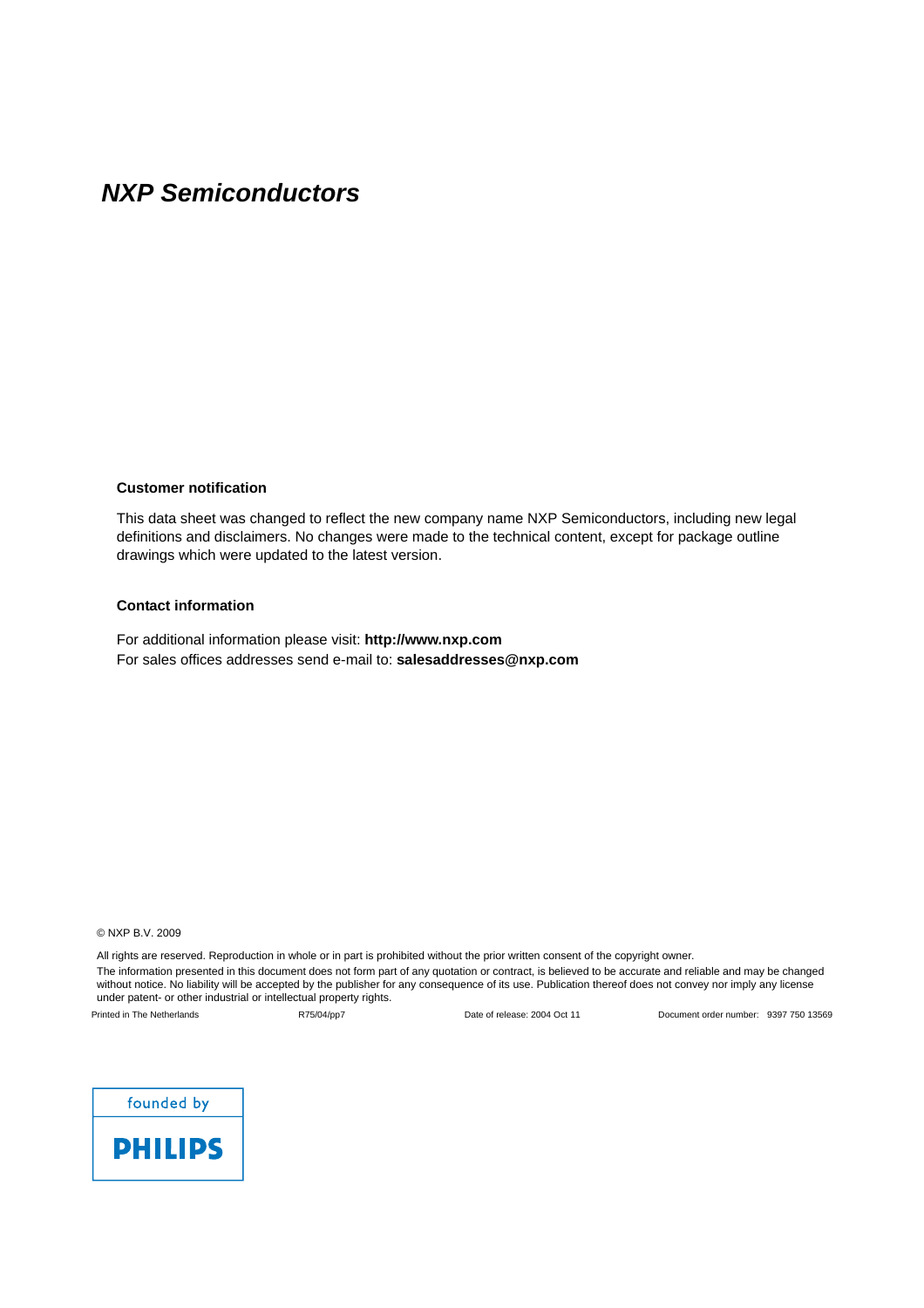# *NXP Semiconductors*

**Customer notification**

This data sheet was changed to reflect the new company name NXP Semiconductors, including new legal definitions and disclaimers. No changes were made to the technical content, except for package outline drawings which were updated to the latest version.

**Contact information**

For additional information please visit: **http://www.nxp.com**
For sales offices addresses send e-mail to: **salesaddresses@nxp.com**

© NXP B.V. 2009

All rights are reserved. Reproduction in whole or in part is prohibited without the prior written consent of the copyright owner.
The information presented in this document does not form part of any quotation or contract, is believed to be accurate and reliable and may be changed without notice. No liability will be accepted by the publisher for any consequence of its use. Publication thereof does not convey nor imply any license under patent- or other industrial or intellectual property rights.

Printed in The Netherlands    R75/04/pp7    Date of release: 2004 Oct 11    Document order number: 9397 750 13569

founded by
PHILIPS